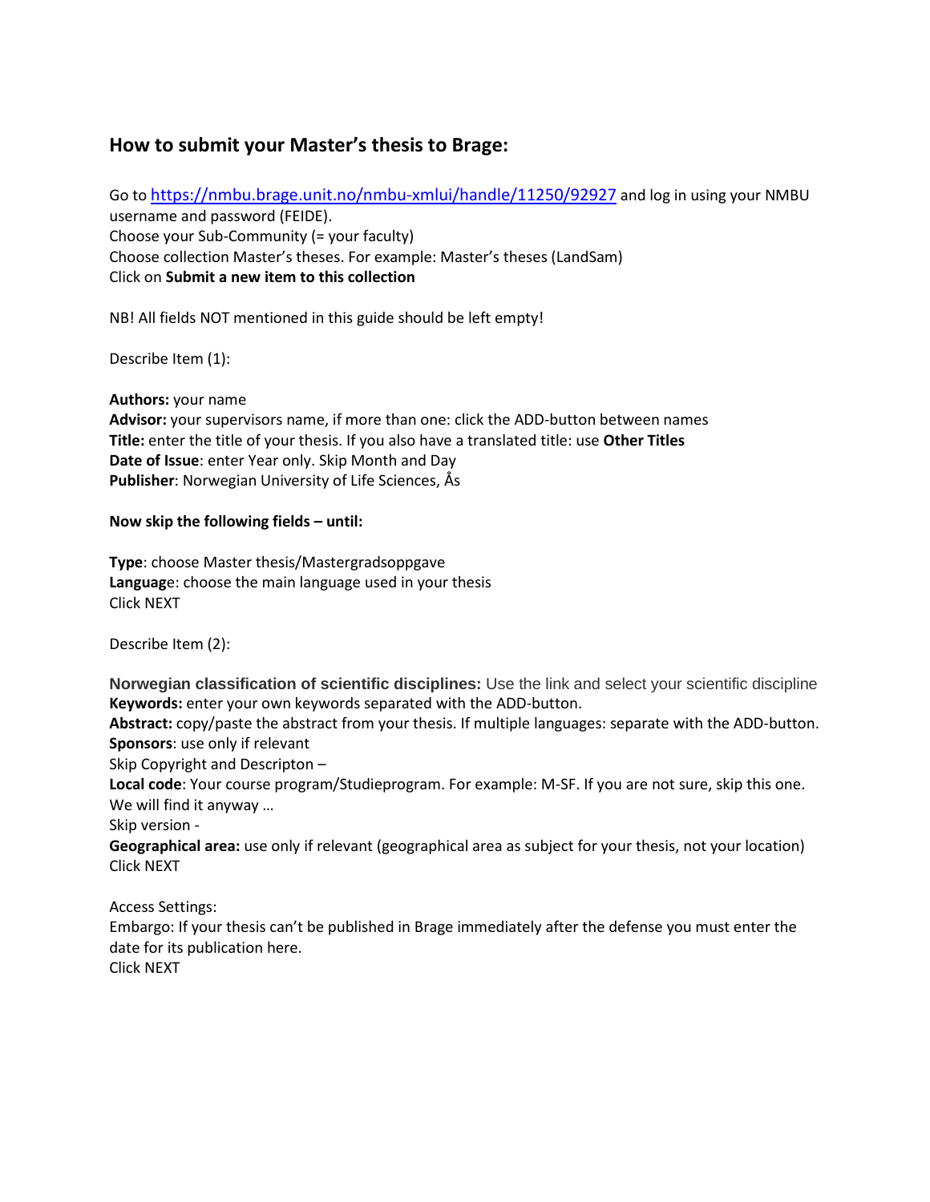## How to submit your Master's thesis to Brage:

Go to https://nmbu.brage.unit.no/nmbu-xmlui/handle/11250/92927 and log in using your NMBU username and password (FEIDE).
Choose your Sub-Community (= your faculty)
Choose collection Master's theses. For example: Master's theses (LandSam)
Click on **Submit a new item to this collection**

NB! All fields NOT mentioned in this guide should be left empty!

Describe Item (1):

**Authors:** your name
**Advisor:** your supervisors name, if more than one: click the ADD-button between names
**Title:** enter the title of your thesis. If you also have a translated title: use **Other Titles**
**Date of Issue**: enter Year only. Skip Month and Day
**Publisher**: Norwegian University of Life Sciences, Ås

**Now skip the following fields – until:**

**Type**: choose Master thesis/Mastergradsoppgave
**Languag**e: choose the main language used in your thesis
Click NEXT

Describe Item (2):

**Norwegian classification of scientific disciplines:** Use the link and select your scientific discipline
**Keywords:** enter your own keywords separated with the ADD-button.
**Abstract:** copy/paste the abstract from your thesis. If multiple languages: separate with the ADD-button.
**Sponsors**: use only if relevant
Skip Copyright and Descripton –
**Local code**: Your course program/Studieprogram. For example: M-SF. If you are not sure, skip this one. We will find it anyway …
Skip version -
**Geographical area:** use only if relevant (geographical area as subject for your thesis, not your location)
Click NEXT

Access Settings:
Embargo: If your thesis can't be published in Brage immediately after the defense you must enter the date for its publication here.
Click NEXT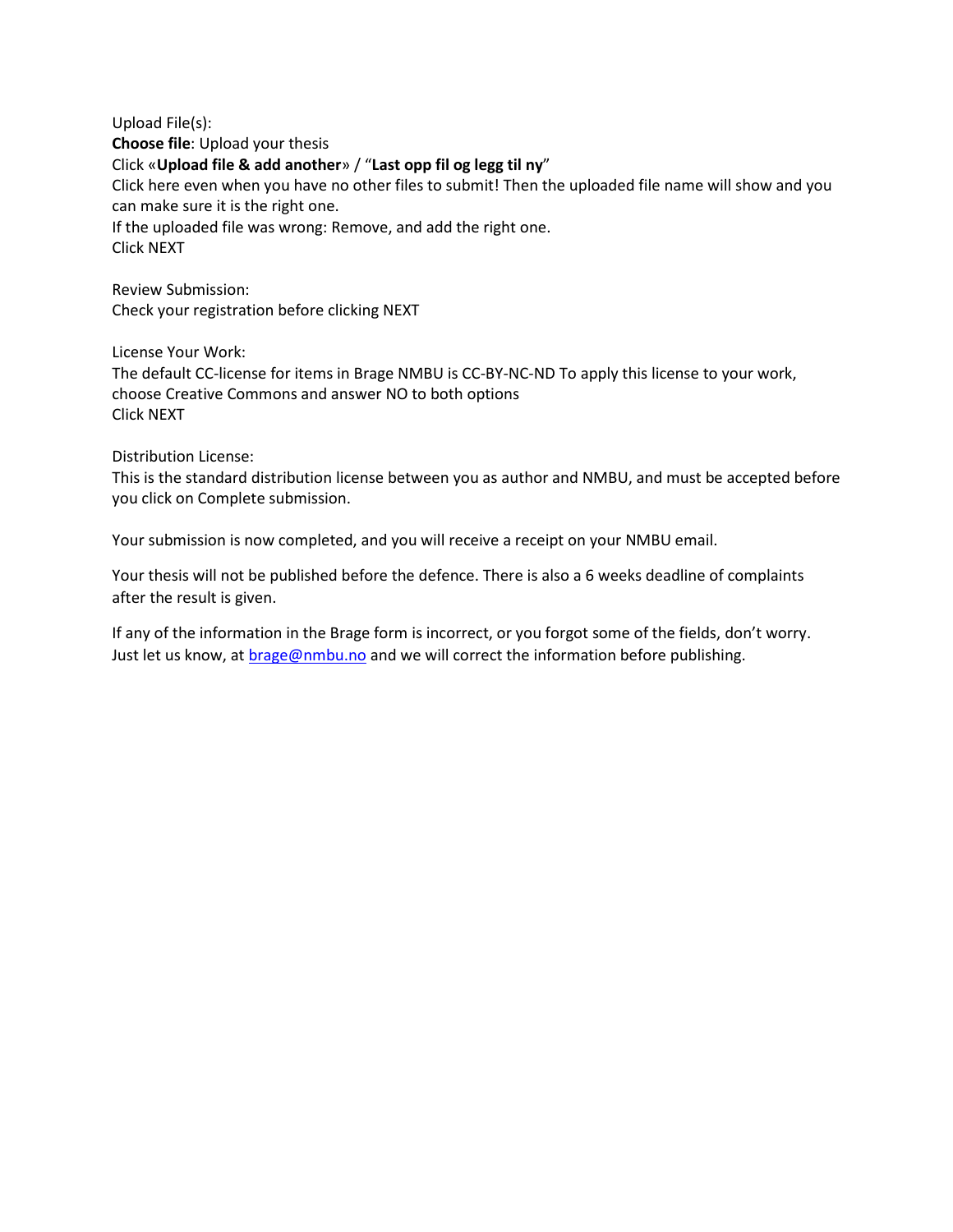Upload File(s):
**Choose file**: Upload your thesis
Click «**Upload file & add another**» / "**Last opp fil og legg til ny**"
Click here even when you have no other files to submit! Then the uploaded file name will show and you can make sure it is the right one.
If the uploaded file was wrong: Remove, and add the right one.
Click NEXT

Review Submission:
Check your registration before clicking NEXT

License Your Work:
The default CC-license for items in Brage NMBU is CC-BY-NC-ND To apply this license to your work, choose Creative Commons and answer NO to both options
Click NEXT

Distribution License:
This is the standard distribution license between you as author and NMBU, and must be accepted before you click on Complete submission.

Your submission is now completed, and you will receive a receipt on your NMBU email.

Your thesis will not be published before the defence. There is also a 6 weeks deadline of complaints after the result is given.

If any of the information in the Brage form is incorrect, or you forgot some of the fields, don't worry. Just let us know, at brage@nmbu.no and we will correct the information before publishing.